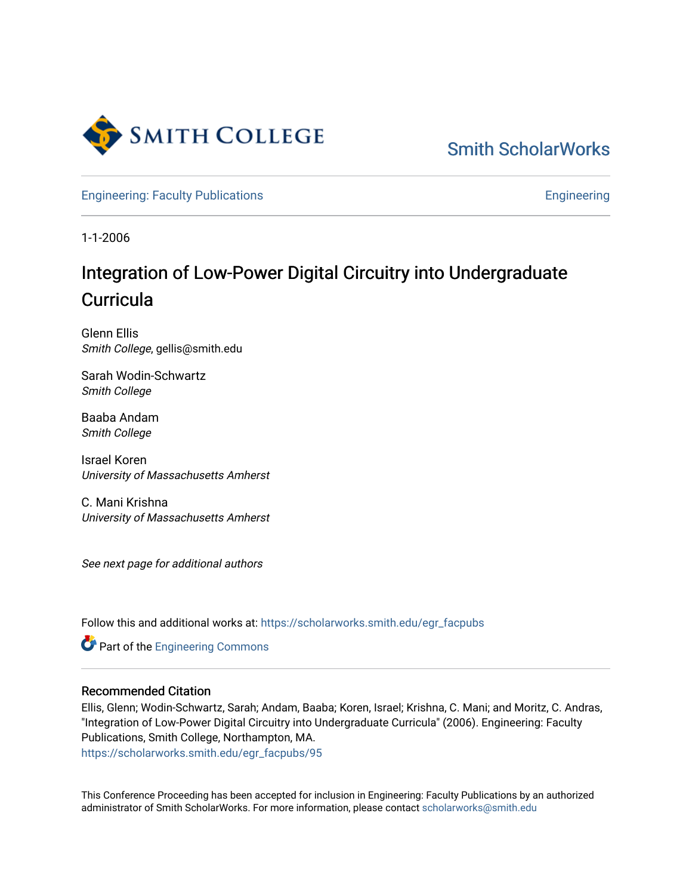Smith ScholarWorks

Engineering: Faculty Publications | Engineering

1-1-2006

# Integration of Low-Power Digital Circuitry into Undergraduate Curricula

Glenn Ellis
*Smith College*, gellis@smith.edu

Sarah Wodin-Schwartz
*Smith College*

Baaba Andam
*Smith College*

Israel Koren
*University of Massachusetts Amherst*

C. Mani Krishna
*University of Massachusetts Amherst*

*See next page for additional authors*

Follow this and additional works at: https://scholarworks.smith.edu/egr_facpubs

Part of the Engineering Commons

### Recommended Citation

Ellis, Glenn; Wodin-Schwartz, Sarah; Andam, Baaba; Koren, Israel; Krishna, C. Mani; and Moritz, C. Andras, "Integration of Low-Power Digital Circuitry into Undergraduate Curricula" (2006). Engineering: Faculty Publications, Smith College, Northampton, MA.
https://scholarworks.smith.edu/egr_facpubs/95

This Conference Proceeding has been accepted for inclusion in Engineering: Faculty Publications by an authorized administrator of Smith ScholarWorks. For more information, please contact scholarworks@smith.edu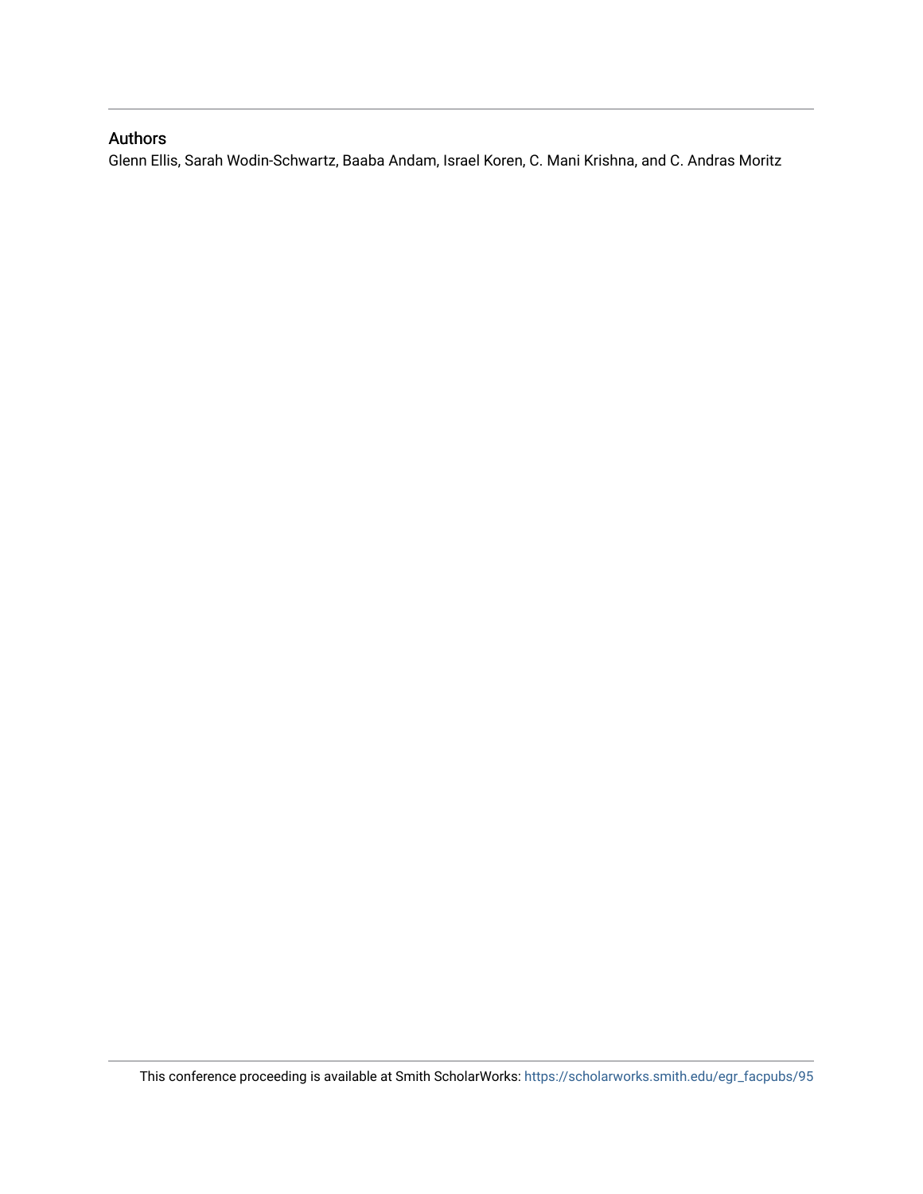### Authors

Glenn Ellis, Sarah Wodin-Schwartz, Baaba Andam, Israel Koren, C. Mani Krishna, and C. Andras Moritz

This conference proceeding is available at Smith ScholarWorks: https://scholarworks.smith.edu/egr_facpubs/95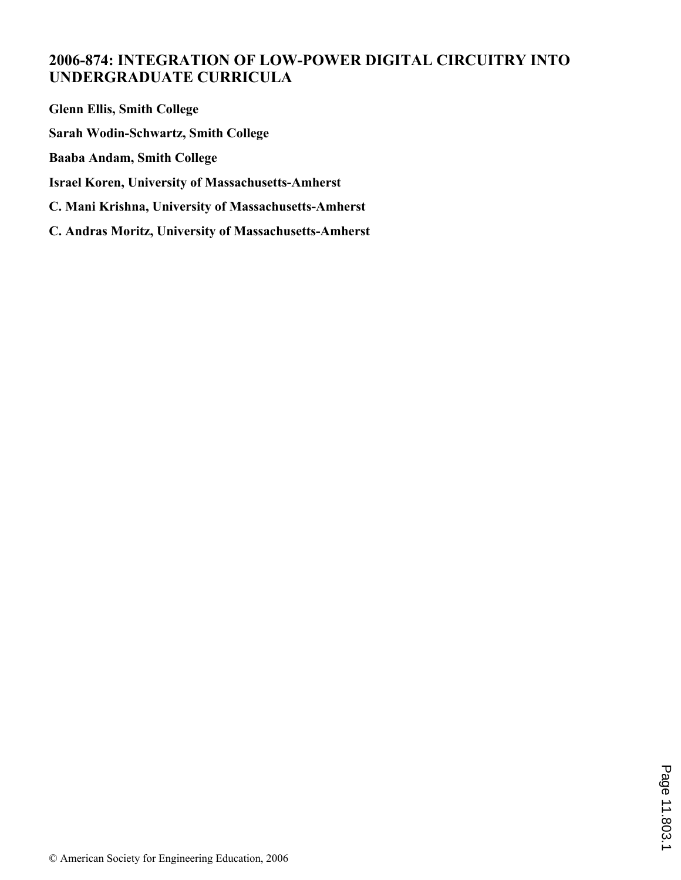# 2006-874: INTEGRATION OF LOW-POWER DIGITAL CIRCUITRY INTO UNDERGRADUATE CURRICULA

**Glenn Ellis, Smith College**

**Sarah Wodin-Schwartz, Smith College**

**Baaba Andam, Smith College**

**Israel Koren, University of Massachusetts-Amherst**

**C. Mani Krishna, University of Massachusetts-Amherst**

**C. Andras Moritz, University of Massachusetts-Amherst**

© American Society for Engineering Education, 2006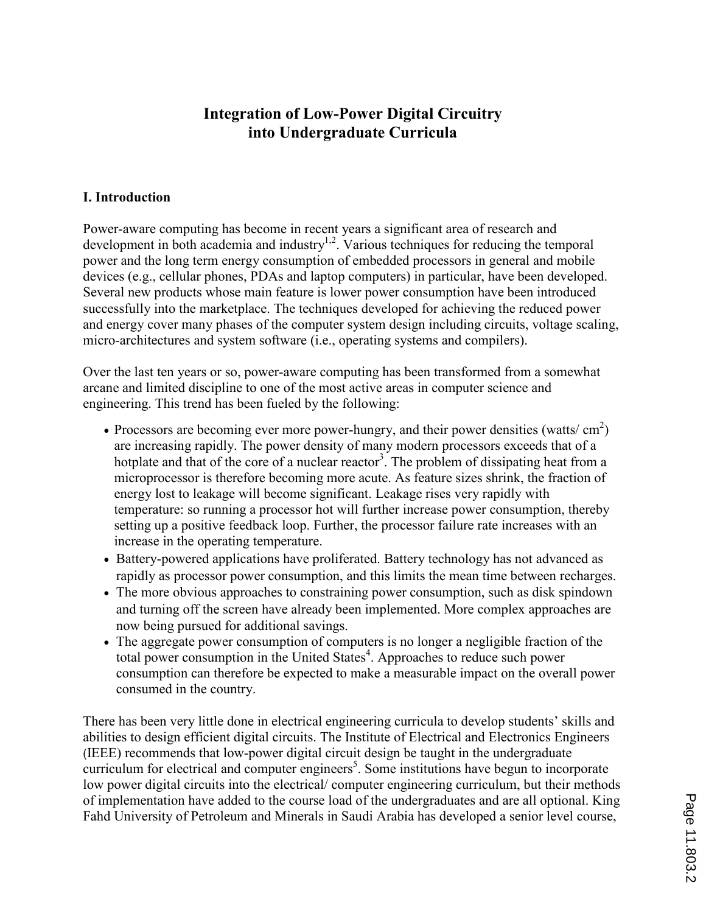# Integration of Low-Power Digital Circuitry into Undergraduate Curricula

## I. Introduction

Power-aware computing has become in recent years a significant area of research and development in both academia and industry[1,2]. Various techniques for reducing the temporal power and the long term energy consumption of embedded processors in general and mobile devices (e.g., cellular phones, PDAs and laptop computers) in particular, have been developed. Several new products whose main feature is lower power consumption have been introduced successfully into the marketplace. The techniques developed for achieving the reduced power and energy cover many phases of the computer system design including circuits, voltage scaling, micro-architectures and system software (i.e., operating systems and compilers).

Over the last ten years or so, power-aware computing has been transformed from a somewhat arcane and limited discipline to one of the most active areas in computer science and engineering. This trend has been fueled by the following:

- Processors are becoming ever more power-hungry, and their power densities (watts/ $cm^2$) are increasing rapidly. The power density of many modern processors exceeds that of a hotplate and that of the core of a nuclear reactor[3]. The problem of dissipating heat from a microprocessor is therefore becoming more acute. As feature sizes shrink, the fraction of energy lost to leakage will become significant. Leakage rises very rapidly with temperature: so running a processor hot will further increase power consumption, thereby setting up a positive feedback loop. Further, the processor failure rate increases with an increase in the operating temperature.
- Battery-powered applications have proliferated. Battery technology has not advanced as rapidly as processor power consumption, and this limits the mean time between recharges.
- The more obvious approaches to constraining power consumption, such as disk spindown and turning off the screen have already been implemented. More complex approaches are now being pursued for additional savings.
- The aggregate power consumption of computers is no longer a negligible fraction of the total power consumption in the United States[4]. Approaches to reduce such power consumption can therefore be expected to make a measurable impact on the overall power consumed in the country.

There has been very little done in electrical engineering curricula to develop students' skills and abilities to design efficient digital circuits. The Institute of Electrical and Electronics Engineers (IEEE) recommends that low-power digital circuit design be taught in the undergraduate curriculum for electrical and computer engineers[5]. Some institutions have begun to incorporate low power digital circuits into the electrical/ computer engineering curriculum, but their methods of implementation have added to the course load of the undergraduates and are all optional. King Fahd University of Petroleum and Minerals in Saudi Arabia has developed a senior level course,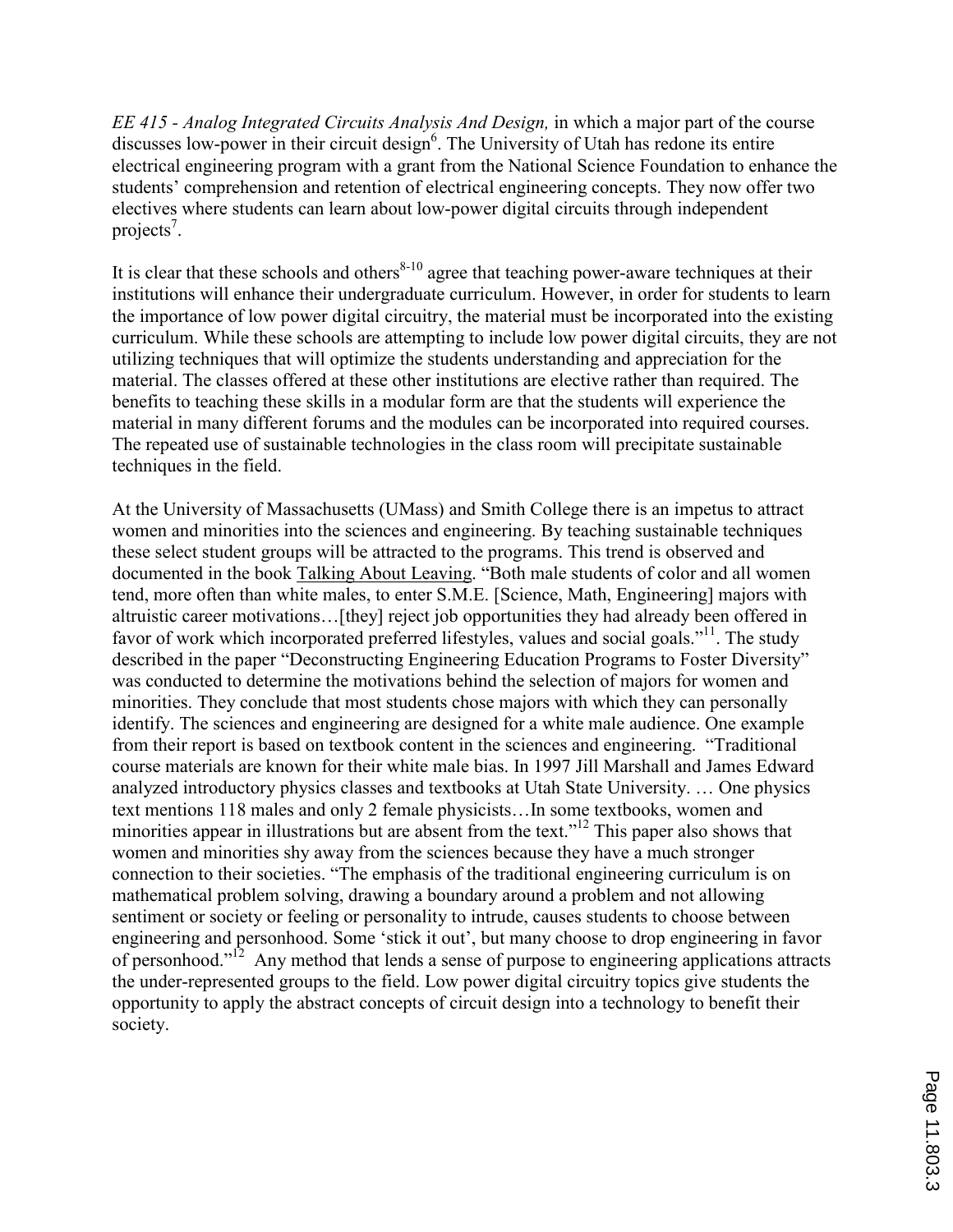*EE 415 - Analog Integrated Circuits Analysis And Design,* in which a major part of the course discusses low-power in their circuit design[6]. The University of Utah has redone its entire electrical engineering program with a grant from the National Science Foundation to enhance the students' comprehension and retention of electrical engineering concepts. They now offer two electives where students can learn about low-power digital circuits through independent projects[7].

It is clear that these schools and others[8-10] agree that teaching power-aware techniques at their institutions will enhance their undergraduate curriculum. However, in order for students to learn the importance of low power digital circuitry, the material must be incorporated into the existing curriculum. While these schools are attempting to include low power digital circuits, they are not utilizing techniques that will optimize the students understanding and appreciation for the material. The classes offered at these other institutions are elective rather than required. The benefits to teaching these skills in a modular form are that the students will experience the material in many different forums and the modules can be incorporated into required courses. The repeated use of sustainable technologies in the class room will precipitate sustainable techniques in the field.

At the University of Massachusetts (UMass) and Smith College there is an impetus to attract women and minorities into the sciences and engineering. By teaching sustainable techniques these select student groups will be attracted to the programs. This trend is observed and documented in the book Talking About Leaving. "Both male students of color and all women tend, more often than white males, to enter S.M.E. [Science, Math, Engineering] majors with altruistic career motivations…[they] reject job opportunities they had already been offered in favor of work which incorporated preferred lifestyles, values and social goals."[11]. The study described in the paper "Deconstructing Engineering Education Programs to Foster Diversity" was conducted to determine the motivations behind the selection of majors for women and minorities. They conclude that most students chose majors with which they can personally identify. The sciences and engineering are designed for a white male audience. One example from their report is based on textbook content in the sciences and engineering. "Traditional course materials are known for their white male bias. In 1997 Jill Marshall and James Edward analyzed introductory physics classes and textbooks at Utah State University. … One physics text mentions 118 males and only 2 female physicists…In some textbooks, women and minorities appear in illustrations but are absent from the text."[12] This paper also shows that women and minorities shy away from the sciences because they have a much stronger connection to their societies. "The emphasis of the traditional engineering curriculum is on mathematical problem solving, drawing a boundary around a problem and not allowing sentiment or society or feeling or personality to intrude, causes students to choose between engineering and personhood. Some 'stick it out', but many choose to drop engineering in favor of personhood."[12] Any method that lends a sense of purpose to engineering applications attracts the under-represented groups to the field. Low power digital circuitry topics give students the opportunity to apply the abstract concepts of circuit design into a technology to benefit their society.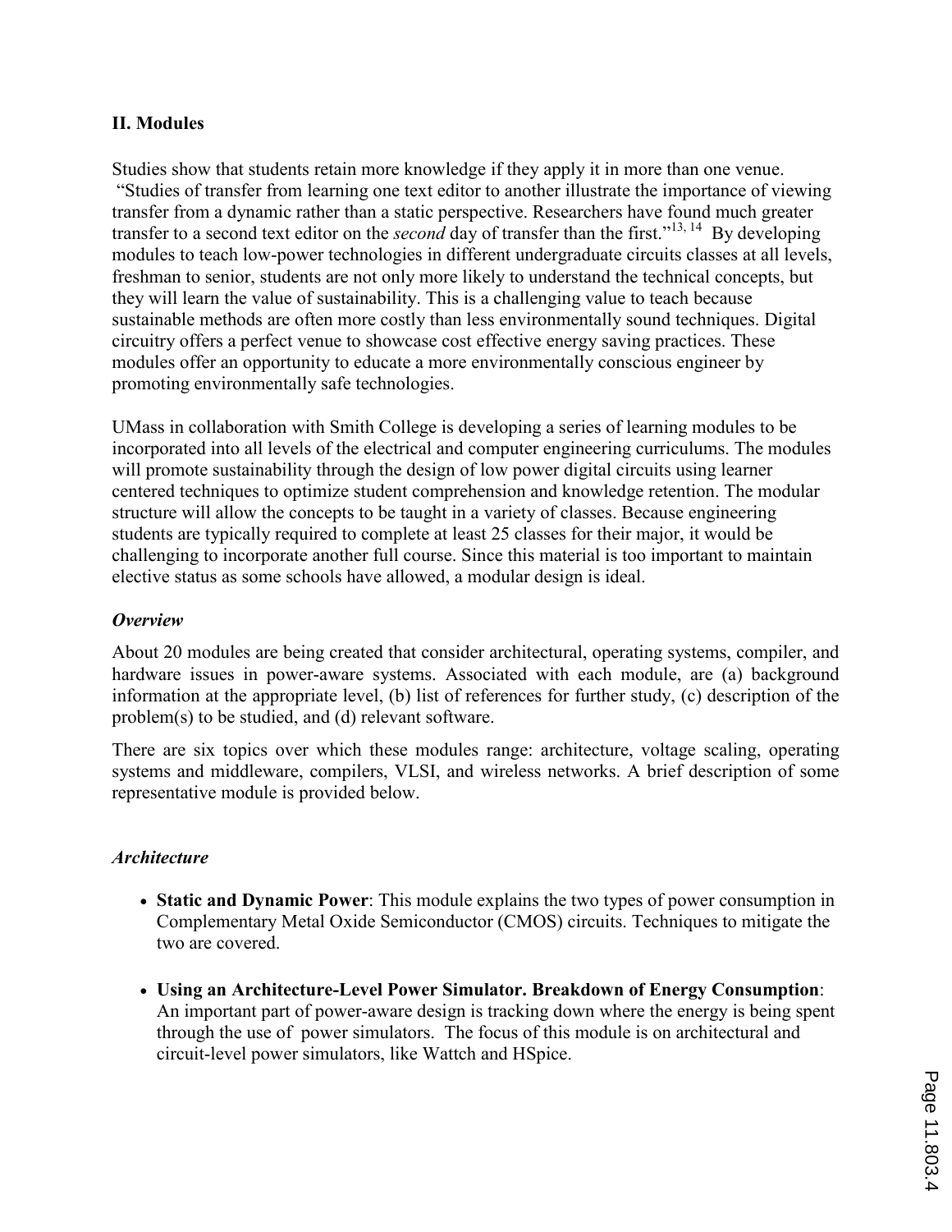## II. Modules

Studies show that students retain more knowledge if they apply it in more than one venue. "Studies of transfer from learning one text editor to another illustrate the importance of viewing transfer from a dynamic rather than a static perspective. Researchers have found much greater transfer to a second text editor on the *second* day of transfer than the first."[13, 14] By developing modules to teach low-power technologies in different undergraduate circuits classes at all levels, freshman to senior, students are not only more likely to understand the technical concepts, but they will learn the value of sustainability. This is a challenging value to teach because sustainable methods are often more costly than less environmentally sound techniques. Digital circuitry offers a perfect venue to showcase cost effective energy saving practices. These modules offer an opportunity to educate a more environmentally conscious engineer by promoting environmentally safe technologies.

UMass in collaboration with Smith College is developing a series of learning modules to be incorporated into all levels of the electrical and computer engineering curriculums. The modules will promote sustainability through the design of low power digital circuits using learner centered techniques to optimize student comprehension and knowledge retention. The modular structure will allow the concepts to be taught in a variety of classes. Because engineering students are typically required to complete at least 25 classes for their major, it would be challenging to incorporate another full course. Since this material is too important to maintain elective status as some schools have allowed, a modular design is ideal.

### *Overview*

About 20 modules are being created that consider architectural, operating systems, compiler, and hardware issues in power-aware systems. Associated with each module, are (a) background information at the appropriate level, (b) list of references for further study, (c) description of the problem(s) to be studied, and (d) relevant software.

There are six topics over which these modules range: architecture, voltage scaling, operating systems and middleware, compilers, VLSI, and wireless networks. A brief description of some representative module is provided below.

### *Architecture*

- **Static and Dynamic Power**: This module explains the two types of power consumption in Complementary Metal Oxide Semiconductor (CMOS) circuits. Techniques to mitigate the two are covered.

- **Using an Architecture-Level Power Simulator. Breakdown of Energy Consumption**: An important part of power-aware design is tracking down where the energy is being spent through the use of power simulators. The focus of this module is on architectural and circuit-level power simulators, like Wattch and HSpice.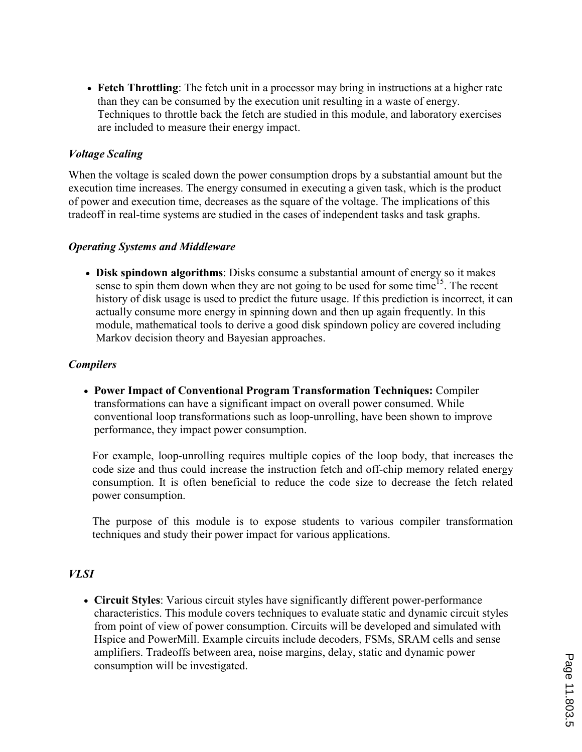- **Fetch Throttling**: The fetch unit in a processor may bring in instructions at a higher rate than they can be consumed by the execution unit resulting in a waste of energy. Techniques to throttle back the fetch are studied in this module, and laboratory exercises are included to measure their energy impact.

### *Voltage Scaling*

When the voltage is scaled down the power consumption drops by a substantial amount but the execution time increases. The energy consumed in executing a given task, which is the product of power and execution time, decreases as the square of the voltage. The implications of this tradeoff in real-time systems are studied in the cases of independent tasks and task graphs.

### *Operating Systems and Middleware*

- **Disk spindown algorithms**: Disks consume a substantial amount of energy so it makes sense to spin them down when they are not going to be used for some time[15]. The recent history of disk usage is used to predict the future usage. If this prediction is incorrect, it can actually consume more energy in spinning down and then up again frequently. In this module, mathematical tools to derive a good disk spindown policy are covered including Markov decision theory and Bayesian approaches.

### *Compilers*

- **Power Impact of Conventional Program Transformation Techniques:** Compiler transformations can have a significant impact on overall power consumed. While conventional loop transformations such as loop-unrolling, have been shown to improve performance, they impact power consumption.

  For example, loop-unrolling requires multiple copies of the loop body, that increases the code size and thus could increase the instruction fetch and off-chip memory related energy consumption. It is often beneficial to reduce the code size to decrease the fetch related power consumption.

  The purpose of this module is to expose students to various compiler transformation techniques and study their power impact for various applications.

### *VLSI*

- **Circuit Styles**: Various circuit styles have significantly different power-performance characteristics. This module covers techniques to evaluate static and dynamic circuit styles from point of view of power consumption. Circuits will be developed and simulated with Hspice and PowerMill. Example circuits include decoders, FSMs, SRAM cells and sense amplifiers. Tradeoffs between area, noise margins, delay, static and dynamic power consumption will be investigated.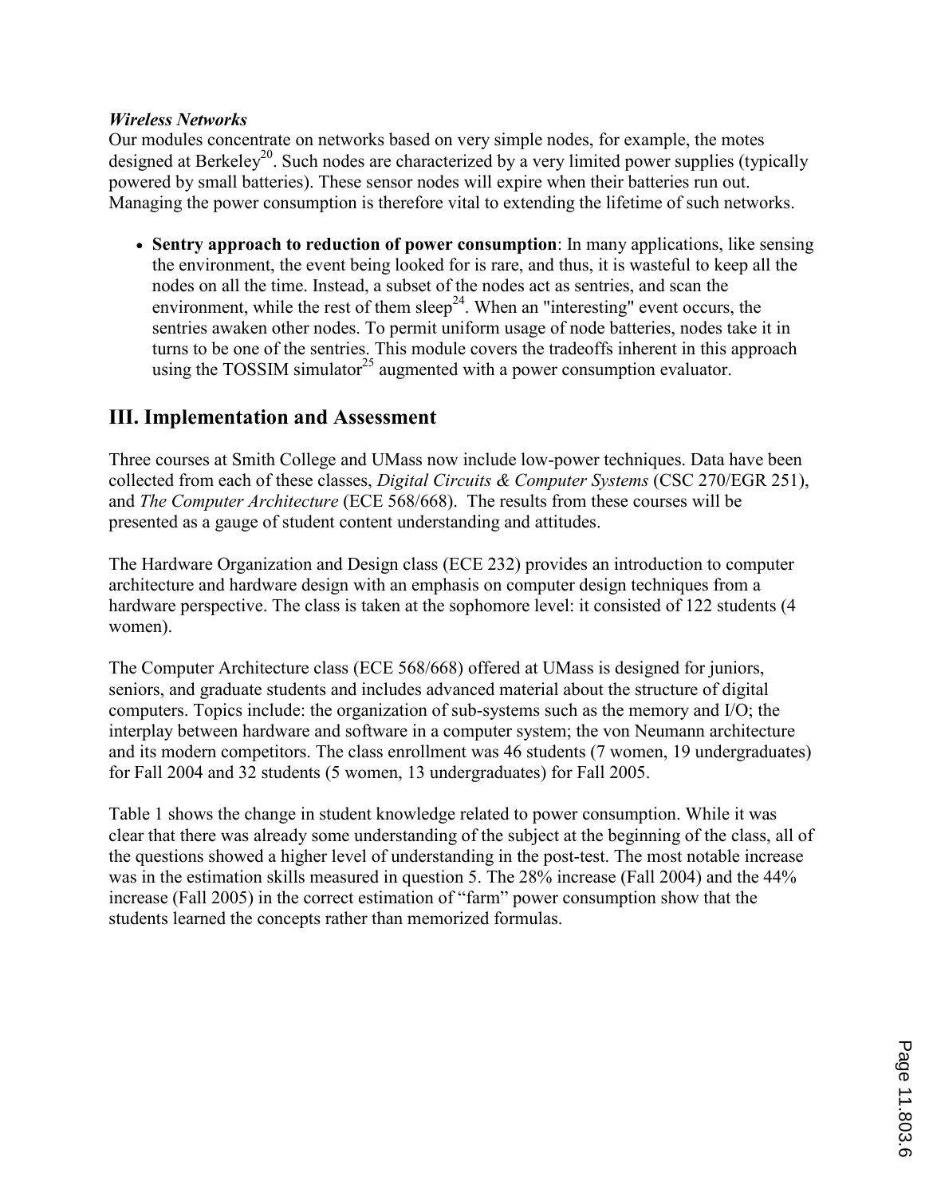***Wireless Networks***

Our modules concentrate on networks based on very simple nodes, for example, the motes designed at Berkeley[20]. Such nodes are characterized by a very limited power supplies (typically powered by small batteries). These sensor nodes will expire when their batteries run out. Managing the power consumption is therefore vital to extending the lifetime of such networks.

- **Sentry approach to reduction of power consumption**: In many applications, like sensing the environment, the event being looked for is rare, and thus, it is wasteful to keep all the nodes on all the time. Instead, a subset of the nodes act as sentries, and scan the environment, while the rest of them sleep[24]. When an "interesting" event occurs, the sentries awaken other nodes. To permit uniform usage of node batteries, nodes take it in turns to be one of the sentries. This module covers the tradeoffs inherent in this approach using the TOSSIM simulator[25] augmented with a power consumption evaluator.

## III. Implementation and Assessment

Three courses at Smith College and UMass now include low-power techniques. Data have been collected from each of these classes, *Digital Circuits & Computer Systems* (CSC 270/EGR 251), and *The Computer Architecture* (ECE 568/668). The results from these courses will be presented as a gauge of student content understanding and attitudes.

The Hardware Organization and Design class (ECE 232) provides an introduction to computer architecture and hardware design with an emphasis on computer design techniques from a hardware perspective. The class is taken at the sophomore level: it consisted of 122 students (4 women).

The Computer Architecture class (ECE 568/668) offered at UMass is designed for juniors, seniors, and graduate students and includes advanced material about the structure of digital computers. Topics include: the organization of sub-systems such as the memory and I/O; the interplay between hardware and software in a computer system; the von Neumann architecture and its modern competitors. The class enrollment was 46 students (7 women, 19 undergraduates) for Fall 2004 and 32 students (5 women, 13 undergraduates) for Fall 2005.

Table 1 shows the change in student knowledge related to power consumption. While it was clear that there was already some understanding of the subject at the beginning of the class, all of the questions showed a higher level of understanding in the post-test. The most notable increase was in the estimation skills measured in question 5. The 28% increase (Fall 2004) and the 44% increase (Fall 2005) in the correct estimation of "farm" power consumption show that the students learned the concepts rather than memorized formulas.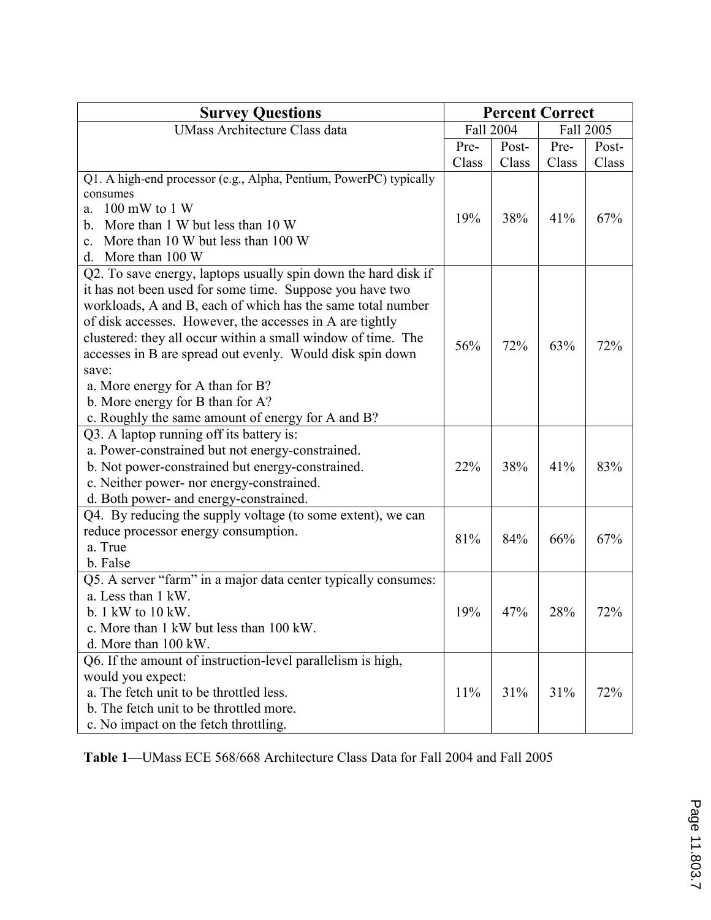| Survey Questions | Percent Correct | | | |
|---|---|---|---|---|
| UMass Architecture Class data | Fall 2004 | | Fall 2005 | |
| | Pre-Class | Post-Class | Pre-Class | Post-Class |
| Q1. A high-end processor (e.g., Alpha, Pentium, PowerPC) typically consumes<br>a. 100 mW to 1 W<br>b. More than 1 W but less than 10 W<br>c. More than 10 W but less than 100 W<br>d. More than 100 W | 19% | 38% | 41% | 67% |
| Q2. To save energy, laptops usually spin down the hard disk if it has not been used for some time. Suppose you have two workloads, A and B, each of which has the same total number of disk accesses. However, the accesses in A are tightly clustered: they all occur within a small window of time. The accesses in B are spread out evenly. Would disk spin down save:<br>a. More energy for A than for B?<br>b. More energy for B than for A?<br>c. Roughly the same amount of energy for A and B? | 56% | 72% | 63% | 72% |
| Q3. A laptop running off its battery is:<br>a. Power-constrained but not energy-constrained.<br>b. Not power-constrained but energy-constrained.<br>c. Neither power- nor energy-constrained.<br>d. Both power- and energy-constrained. | 22% | 38% | 41% | 83% |
| Q4. By reducing the supply voltage (to some extent), we can reduce processor energy consumption.<br>a. True<br>b. False | 81% | 84% | 66% | 67% |
| Q5. A server "farm" in a major data center typically consumes:<br>a. Less than 1 kW.<br>b. 1 kW to 10 kW.<br>c. More than 1 kW but less than 100 kW.<br>d. More than 100 kW. | 19% | 47% | 28% | 72% |
| Q6. If the amount of instruction-level parallelism is high, would you expect:<br>a. The fetch unit to be throttled less.<br>b. The fetch unit to be throttled more.<br>c. No impact on the fetch throttling. | 11% | 31% | 31% | 72% |

**Table 1**—UMass ECE 568/668 Architecture Class Data for Fall 2004 and Fall 2005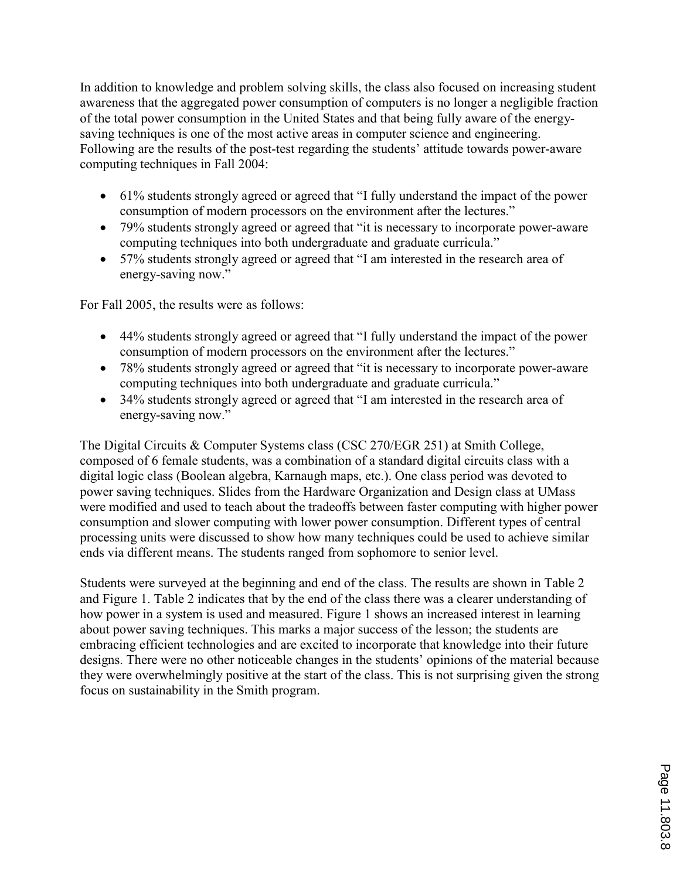In addition to knowledge and problem solving skills, the class also focused on increasing student awareness that the aggregated power consumption of computers is no longer a negligible fraction of the total power consumption in the United States and that being fully aware of the energy-saving techniques is one of the most active areas in computer science and engineering. Following are the results of the post-test regarding the students' attitude towards power-aware computing techniques in Fall 2004:

- 61% students strongly agreed or agreed that "I fully understand the impact of the power consumption of modern processors on the environment after the lectures."
- 79% students strongly agreed or agreed that "it is necessary to incorporate power-aware computing techniques into both undergraduate and graduate curricula."
- 57% students strongly agreed or agreed that "I am interested in the research area of energy-saving now."

For Fall 2005, the results were as follows:

- 44% students strongly agreed or agreed that "I fully understand the impact of the power consumption of modern processors on the environment after the lectures."
- 78% students strongly agreed or agreed that "it is necessary to incorporate power-aware computing techniques into both undergraduate and graduate curricula."
- 34% students strongly agreed or agreed that "I am interested in the research area of energy-saving now."

The Digital Circuits & Computer Systems class (CSC 270/EGR 251) at Smith College, composed of 6 female students, was a combination of a standard digital circuits class with a digital logic class (Boolean algebra, Karnaugh maps, etc.). One class period was devoted to power saving techniques. Slides from the Hardware Organization and Design class at UMass were modified and used to teach about the tradeoffs between faster computing with higher power consumption and slower computing with lower power consumption. Different types of central processing units were discussed to show how many techniques could be used to achieve similar ends via different means. The students ranged from sophomore to senior level.

Students were surveyed at the beginning and end of the class. The results are shown in Table 2 and Figure 1. Table 2 indicates that by the end of the class there was a clearer understanding of how power in a system is used and measured. Figure 1 shows an increased interest in learning about power saving techniques. This marks a major success of the lesson; the students are embracing efficient technologies and are excited to incorporate that knowledge into their future designs. There were no other noticeable changes in the students' opinions of the material because they were overwhelmingly positive at the start of the class. This is not surprising given the strong focus on sustainability in the Smith program.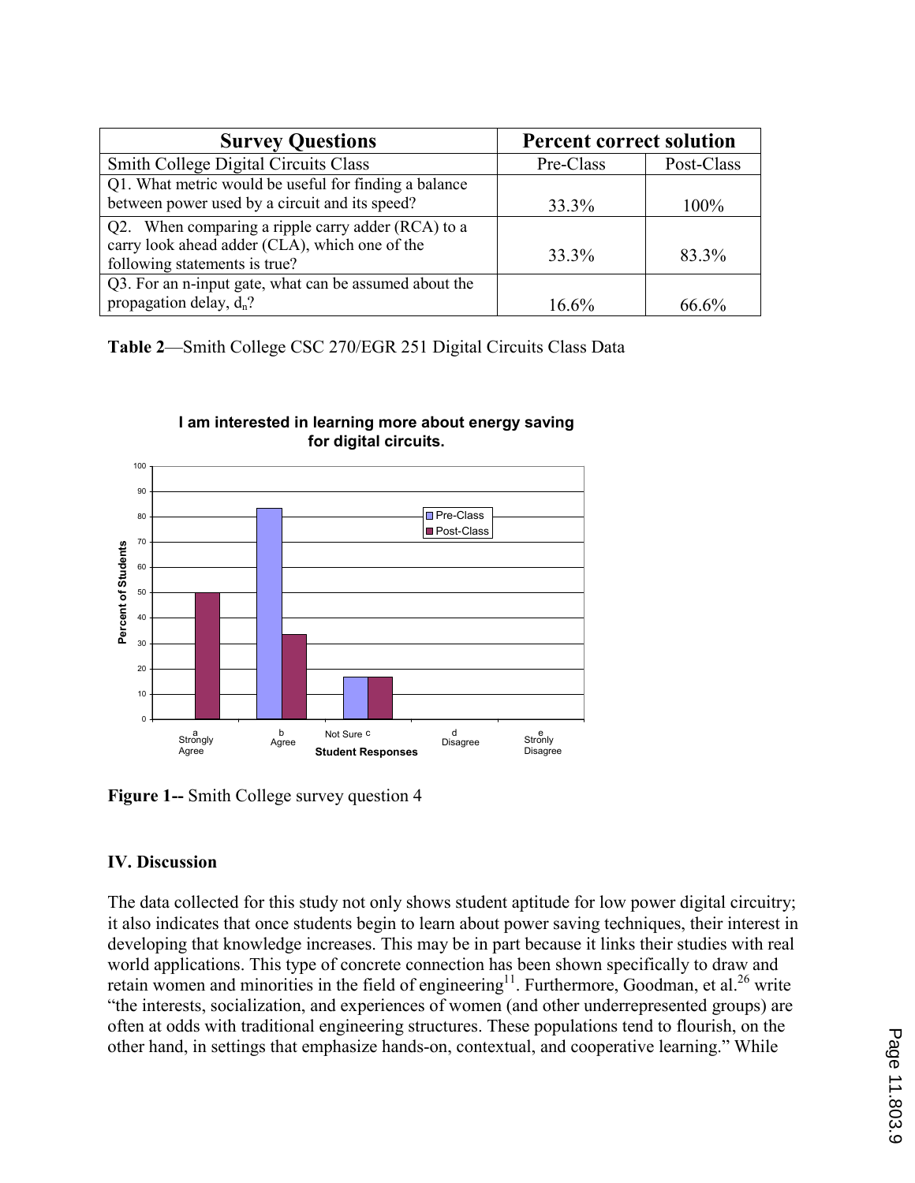| Survey Questions | Percent correct solution | |
|---|---|---|
| Smith College Digital Circuits Class | Pre-Class | Post-Class |
| Q1. What metric would be useful for finding a balance between power used by a circuit and its speed? | 33.3% | 100% |
| Q2. When comparing a ripple carry adder (RCA) to a carry look ahead adder (CLA), which one of the following statements is true? | 33.3% | 83.3% |
| Q3. For an n-input gate, what can be assumed about the propagation delay, $d_n$? | 16.6% | 66.6% |

**Table 2**—Smith College CSC 270/EGR 251 Digital Circuits Class Data

**Figure 1--** Smith College survey question 4

## IV. Discussion

The data collected for this study not only shows student aptitude for low power digital circuitry; it also indicates that once students begin to learn about power saving techniques, their interest in developing that knowledge increases. This may be in part because it links their studies with real world applications. This type of concrete connection has been shown specifically to draw and retain women and minorities in the field of engineering[11]. Furthermore, Goodman, et al.[26] write "the interests, socialization, and experiences of women (and other underrepresented groups) are often at odds with traditional engineering structures. These populations tend to flourish, on the other hand, in settings that emphasize hands-on, contextual, and cooperative learning." While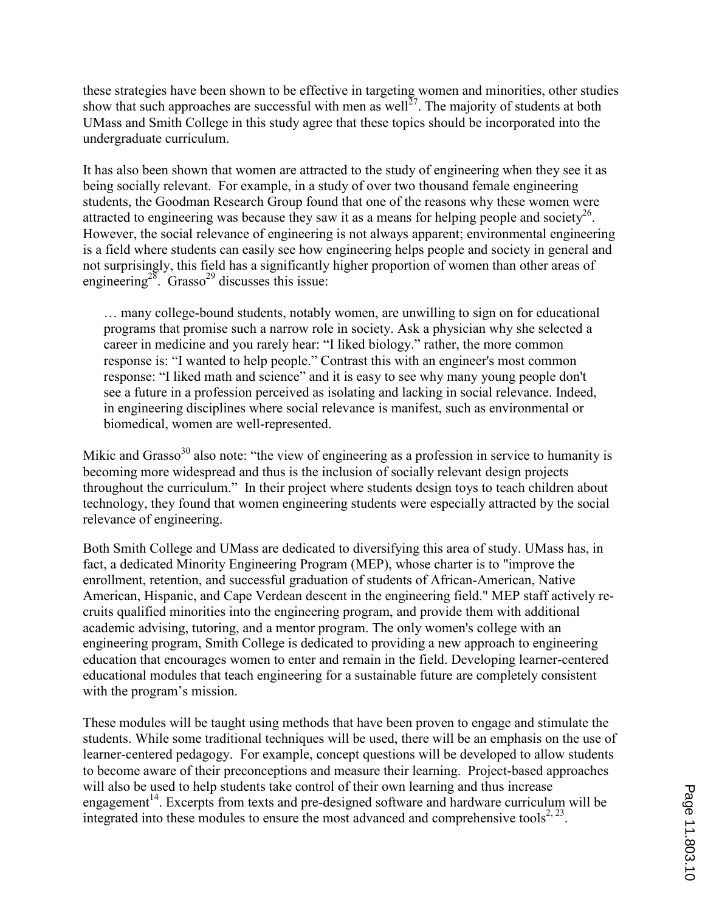these strategies have been shown to be effective in targeting women and minorities, other studies show that such approaches are successful with men as well[27]. The majority of students at both UMass and Smith College in this study agree that these topics should be incorporated into the undergraduate curriculum.

It has also been shown that women are attracted to the study of engineering when they see it as being socially relevant. For example, in a study of over two thousand female engineering students, the Goodman Research Group found that one of the reasons why these women were attracted to engineering was because they saw it as a means for helping people and society[26]. However, the social relevance of engineering is not always apparent; environmental engineering is a field where students can easily see how engineering helps people and society in general and not surprisingly, this field has a significantly higher proportion of women than other areas of engineering[28]. Grasso[29] discusses this issue:

> … many college-bound students, notably women, are unwilling to sign on for educational programs that promise such a narrow role in society. Ask a physician why she selected a career in medicine and you rarely hear: "I liked biology." rather, the more common response is: "I wanted to help people." Contrast this with an engineer's most common response: "I liked math and science" and it is easy to see why many young people don't see a future in a profession perceived as isolating and lacking in social relevance. Indeed, in engineering disciplines where social relevance is manifest, such as environmental or biomedical, women are well-represented.

Mikic and Grasso[30] also note: "the view of engineering as a profession in service to humanity is becoming more widespread and thus is the inclusion of socially relevant design projects throughout the curriculum." In their project where students design toys to teach children about technology, they found that women engineering students were especially attracted by the social relevance of engineering.

Both Smith College and UMass are dedicated to diversifying this area of study. UMass has, in fact, a dedicated Minority Engineering Program (MEP), whose charter is to "improve the enrollment, retention, and successful graduation of students of African-American, Native American, Hispanic, and Cape Verdean descent in the engineering field." MEP staff actively re-cruits qualified minorities into the engineering program, and provide them with additional academic advising, tutoring, and a mentor program. The only women's college with an engineering program, Smith College is dedicated to providing a new approach to engineering education that encourages women to enter and remain in the field. Developing learner-centered educational modules that teach engineering for a sustainable future are completely consistent with the program's mission.

These modules will be taught using methods that have been proven to engage and stimulate the students. While some traditional techniques will be used, there will be an emphasis on the use of learner-centered pedagogy. For example, concept questions will be developed to allow students to become aware of their preconceptions and measure their learning. Project-based approaches will also be used to help students take control of their own learning and thus increase engagement[14]. Excerpts from texts and pre-designed software and hardware curriculum will be integrated into these modules to ensure the most advanced and comprehensive tools[2, 23].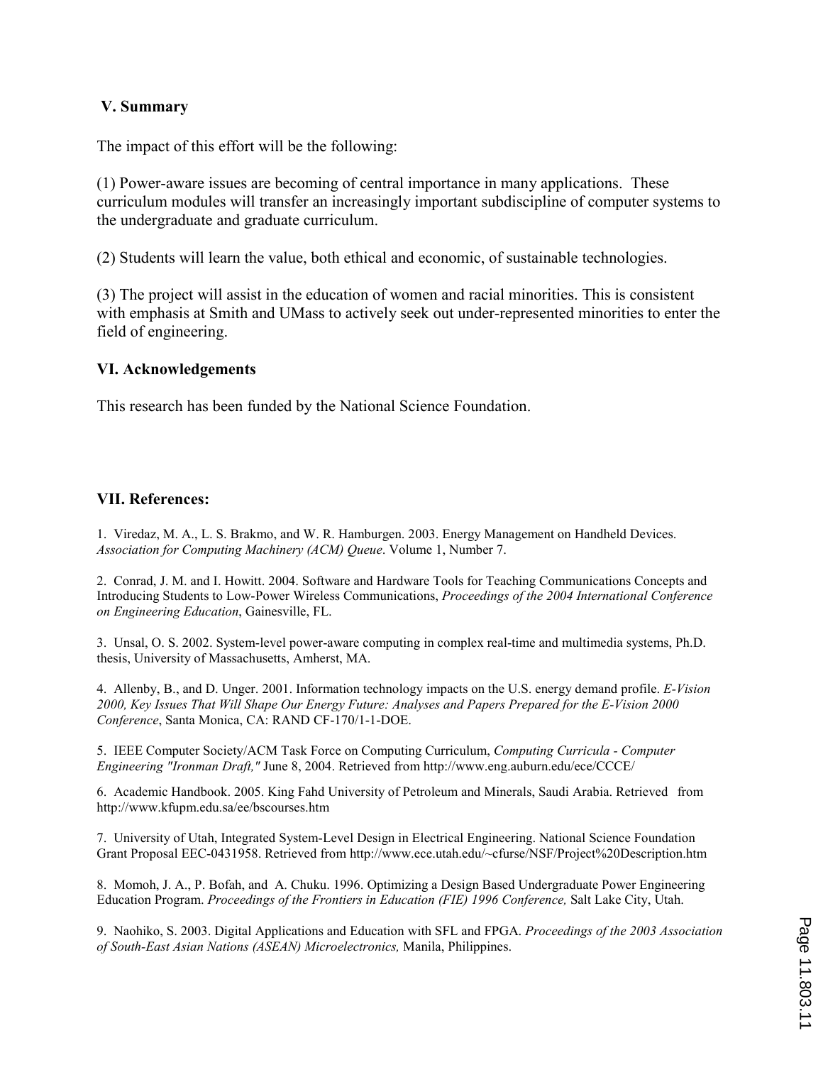## V. Summary

The impact of this effort will be the following:

(1) Power-aware issues are becoming of central importance in many applications. These curriculum modules will transfer an increasingly important subdiscipline of computer systems to the undergraduate and graduate curriculum.

(2) Students will learn the value, both ethical and economic, of sustainable technologies.

(3) The project will assist in the education of women and racial minorities. This is consistent with emphasis at Smith and UMass to actively seek out under-represented minorities to enter the field of engineering.

## VI. Acknowledgements

This research has been funded by the National Science Foundation.

## VII. References:

1. Viredaz, M. A., L. S. Brakmo, and W. R. Hamburgen. 2003. Energy Management on Handheld Devices. *Association for Computing Machinery (ACM) Queue*. Volume 1, Number 7.

2. Conrad, J. M. and I. Howitt. 2004. Software and Hardware Tools for Teaching Communications Concepts and Introducing Students to Low-Power Wireless Communications, *Proceedings of the 2004 International Conference on Engineering Education*, Gainesville, FL.

3. Unsal, O. S. 2002. System-level power-aware computing in complex real-time and multimedia systems, Ph.D. thesis, University of Massachusetts, Amherst, MA.

4. Allenby, B., and D. Unger. 2001. Information technology impacts on the U.S. energy demand profile. *E-Vision 2000, Key Issues That Will Shape Our Energy Future: Analyses and Papers Prepared for the E-Vision 2000 Conference*, Santa Monica, CA: RAND CF-170/1-1-DOE.

5. IEEE Computer Society/ACM Task Force on Computing Curriculum, *Computing Curricula - Computer Engineering "Ironman Draft,"* June 8, 2004. Retrieved from http://www.eng.auburn.edu/ece/CCCE/

6. Academic Handbook. 2005. King Fahd University of Petroleum and Minerals, Saudi Arabia. Retrieved from http://www.kfupm.edu.sa/ee/bscourses.htm

7. University of Utah, Integrated System-Level Design in Electrical Engineering. National Science Foundation Grant Proposal EEC-0431958. Retrieved from http://www.ece.utah.edu/~cfurse/NSF/Project%20Description.htm

8. Momoh, J. A., P. Bofah, and A. Chuku. 1996. Optimizing a Design Based Undergraduate Power Engineering Education Program. *Proceedings of the Frontiers in Education (FIE) 1996 Conference,* Salt Lake City, Utah.

9. Naohiko, S. 2003. Digital Applications and Education with SFL and FPGA. *Proceedings of the 2003 Association of South-East Asian Nations (ASEAN) Microelectronics,* Manila, Philippines.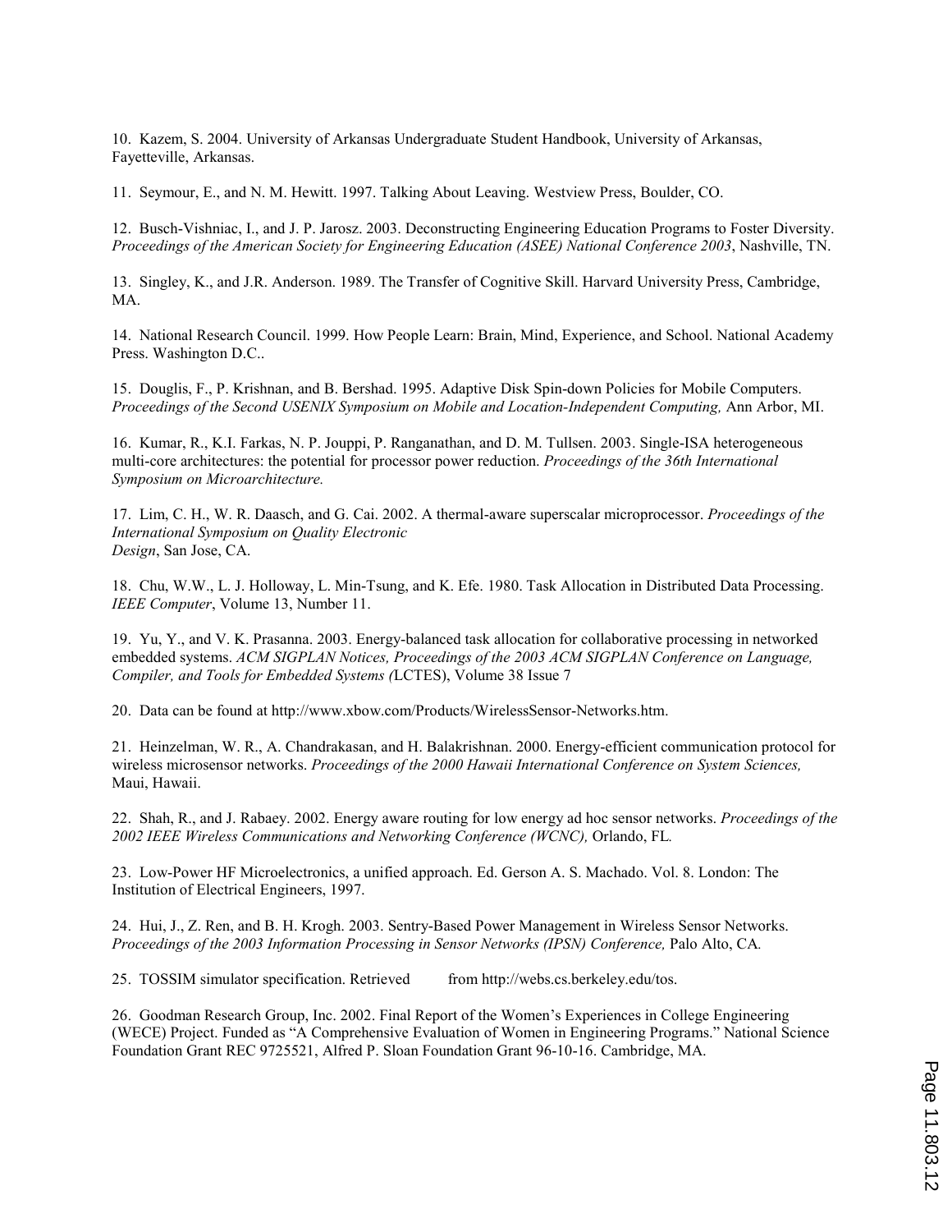10. Kazem, S. 2004. University of Arkansas Undergraduate Student Handbook, University of Arkansas, Fayetteville, Arkansas.

11. Seymour, E., and N. M. Hewitt. 1997. Talking About Leaving. Westview Press, Boulder, CO.

12. Busch-Vishniac, I., and J. P. Jarosz. 2003. Deconstructing Engineering Education Programs to Foster Diversity. *Proceedings of the American Society for Engineering Education (ASEE) National Conference 2003*, Nashville, TN.

13. Singley, K., and J.R. Anderson. 1989. The Transfer of Cognitive Skill. Harvard University Press, Cambridge, MA.

14. National Research Council. 1999. How People Learn: Brain, Mind, Experience, and School. National Academy Press. Washington D.C..

15. Douglis, F., P. Krishnan, and B. Bershad. 1995. Adaptive Disk Spin-down Policies for Mobile Computers. *Proceedings of the Second USENIX Symposium on Mobile and Location-Independent Computing,* Ann Arbor, MI.

16. Kumar, R., K.I. Farkas, N. P. Jouppi, P. Ranganathan, and D. M. Tullsen. 2003. Single-ISA heterogeneous multi-core architectures: the potential for processor power reduction. *Proceedings of the 36th International Symposium on Microarchitecture.*

17. Lim, C. H., W. R. Daasch, and G. Cai. 2002. A thermal-aware superscalar microprocessor. *Proceedings of the International Symposium on Quality Electronic Design*, San Jose, CA.

18. Chu, W.W., L. J. Holloway, L. Min-Tsung, and K. Efe. 1980. Task Allocation in Distributed Data Processing. *IEEE Computer*, Volume 13, Number 11.

19. Yu, Y., and V. K. Prasanna. 2003. Energy-balanced task allocation for collaborative processing in networked embedded systems. *ACM SIGPLAN Notices, Proceedings of the 2003 ACM SIGPLAN Conference on Language, Compiler, and Tools for Embedded Systems (*LCTES), Volume 38 Issue 7

20. Data can be found at http://www.xbow.com/Products/WirelessSensor-Networks.htm.

21. Heinzelman, W. R., A. Chandrakasan, and H. Balakrishnan. 2000. Energy-efficient communication protocol for wireless microsensor networks. *Proceedings of the 2000 Hawaii International Conference on System Sciences,* Maui, Hawaii.

22. Shah, R., and J. Rabaey. 2002. Energy aware routing for low energy ad hoc sensor networks. *Proceedings of the 2002 IEEE Wireless Communications and Networking Conference (WCNC),* Orlando, FL.

23. Low-Power HF Microelectronics, a unified approach. Ed. Gerson A. S. Machado. Vol. 8. London: The Institution of Electrical Engineers, 1997.

24. Hui, J., Z. Ren, and B. H. Krogh. 2003. Sentry-Based Power Management in Wireless Sensor Networks. *Proceedings of the 2003 Information Processing in Sensor Networks (IPSN) Conference,* Palo Alto, CA.

25. TOSSIM simulator specification. Retrieved from http://webs.cs.berkeley.edu/tos.

26. Goodman Research Group, Inc. 2002. Final Report of the Women's Experiences in College Engineering (WECE) Project. Funded as "A Comprehensive Evaluation of Women in Engineering Programs." National Science Foundation Grant REC 9725521, Alfred P. Sloan Foundation Grant 96-10-16. Cambridge, MA.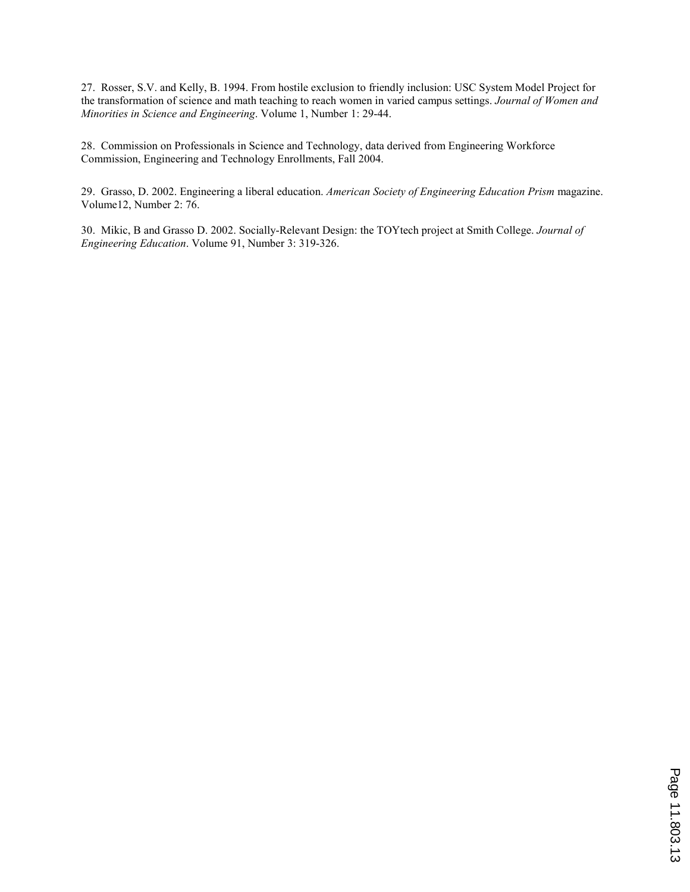27. Rosser, S.V. and Kelly, B. 1994. From hostile exclusion to friendly inclusion: USC System Model Project for the transformation of science and math teaching to reach women in varied campus settings. *Journal of Women and Minorities in Science and Engineering*. Volume 1, Number 1: 29-44.

28. Commission on Professionals in Science and Technology, data derived from Engineering Workforce Commission, Engineering and Technology Enrollments, Fall 2004.

29. Grasso, D. 2002. Engineering a liberal education. *American Society of Engineering Education Prism* magazine. Volume12, Number 2: 76.

30. Mikic, B and Grasso D. 2002. Socially-Relevant Design: the TOYtech project at Smith College. *Journal of Engineering Education*. Volume 91, Number 3: 319-326.